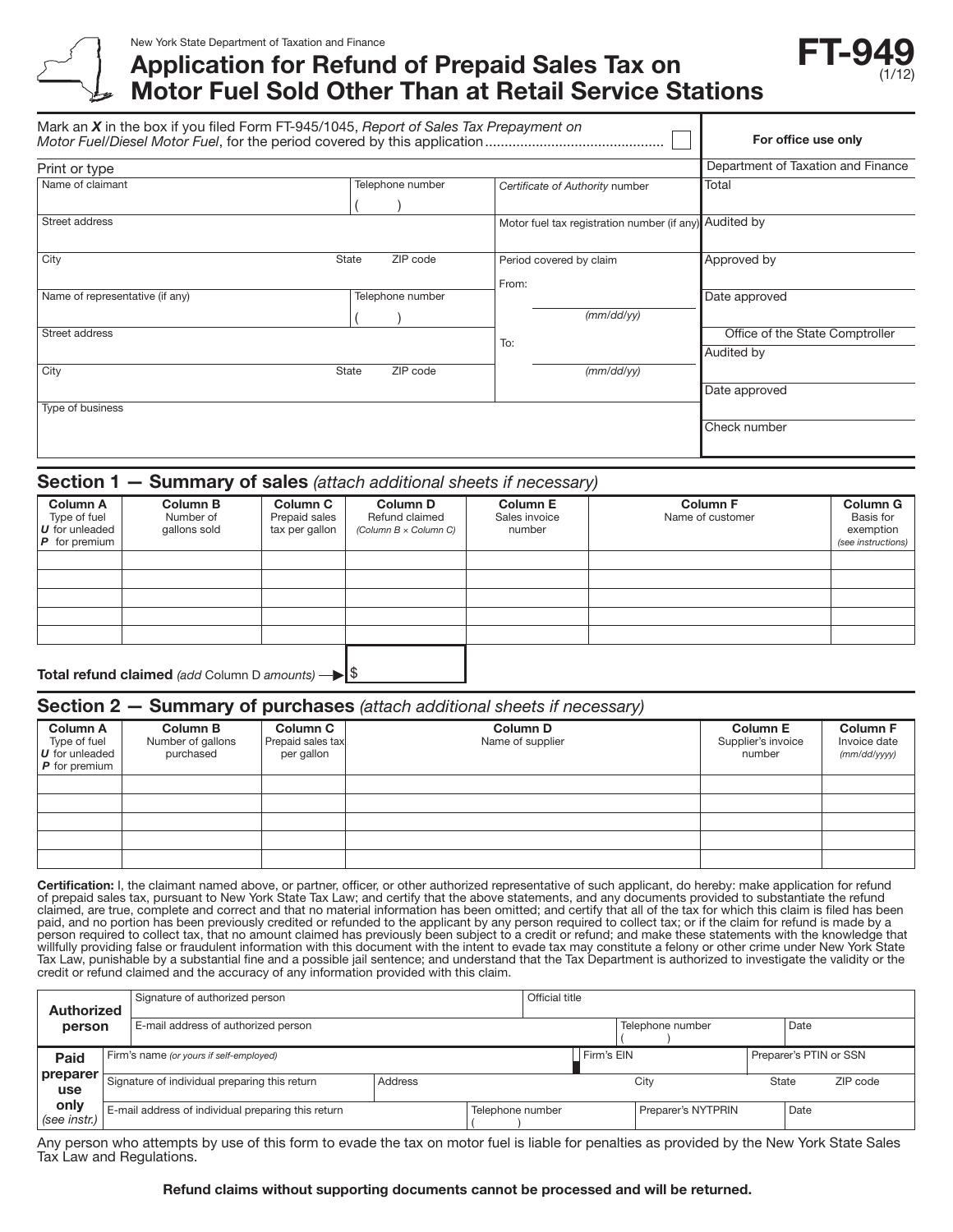New York State Department of Taxation and Finance

# Application for Refund of Prepaid Sales Tax on Motor Fuel Sold Other Than at Retail Service Stations

**FT-949** (1/12)

Mark an ***X*** in the box if you filed Form FT-945/1045, *Report of Sales Tax Prepayment on Motor Fuel/Diesel Motor Fuel*, for the period covered by this application .............................................. ☐

Print or type

| Name of claimant | Telephone number ( ) | *Certificate of Authority* number |
|---|---|---|
| Street address | | Motor fuel tax registration number (if any) |
| City | State ZIP code | Period covered by claim From: (mm/dd/yy) |
| Name of representative (if any) | Telephone number ( ) | |
| Street address | | To: (mm/dd/yy) |
| City | State ZIP code | |
| Type of business | | |

| For office use only |
|---|
| Department of Taxation and Finance |
| Total |
| Audited by |
| Approved by |
| Date approved |
| Office of the State Comptroller |
| Audited by |
| Date approved |
| Check number |

## Section 1 — Summary of sales *(attach additional sheets if necessary)*

| Column A Type of fuel ***U*** for unleaded ***P*** for premium | Column B Number of gallons sold | Column C Prepaid sales tax per gallon | Column D Refund claimed *(Column B × Column C)* | Column E Sales invoice number | Column F Name of customer | Column G Basis for exemption *(see instructions)* |
|---|---|---|---|---|---|---|
| | | | | | | |
| | | | | | | |
| | | | | | | |
| | | | | | | |
| | | | | | | |

**Total refund claimed** *(add* Column D *amounts)* ⟶ $

## Section 2 — Summary of purchases *(attach additional sheets if necessary)*

| Column A Type of fuel ***U*** for unleaded ***P*** for premium | Column B Number of gallons purchased | Column C Prepaid sales tax per gallon | Column D Name of supplier | Column E Supplier's invoice number | Column F Invoice date *(mm/dd/yyyy)* |
|---|---|---|---|---|---|
| | | | | | |
| | | | | | |
| | | | | | |
| | | | | | |
| | | | | | |

**Certification:** I, the claimant named above, or partner, officer, or other authorized representative of such applicant, do hereby: make application for refund of prepaid sales tax, pursuant to New York State Tax Law; and certify that the above statements, and any documents provided to substantiate the refund claimed, are true, complete and correct and that no material information has been omitted; and certify that all of the tax for which this claim is filed has been paid, and no portion has been previously credited or refunded to the applicant by any person required to collect tax; or if the claim for refund is made by a person required to collect tax, that no amount claimed has previously been subject to a credit or refund; and make these statements with the knowledge that willfully providing false or fraudulent information with this document with the intent to evade tax may constitute a felony or other crime under New York State Tax Law, punishable by a substantial fine and a possible jail sentence; and understand that the Tax Department is authorized to investigate the validity or the credit or refund claimed and the accuracy of any information provided with this claim.

| **Authorized person** | Signature of authorized person | | Official title | |
|---|---|---|---|---|
| | E-mail address of authorized person | | Telephone number ( ) | Date |

| **Paid preparer use only** *(see instr.)* | Firm's name *(or yours if self-employed)* | | Firm's EIN | Preparer's PTIN or SSN |
|---|---|---|---|---|
| | Signature of individual preparing this return | Address | City | State ZIP code |
| | E-mail address of individual preparing this return | Telephone number ( ) | Preparer's NYTPRIN | Date |

Any person who attempts by use of this form to evade the tax on motor fuel is liable for penalties as provided by the New York State Sales Tax Law and Regulations.

**Refund claims without supporting documents cannot be processed and will be returned.**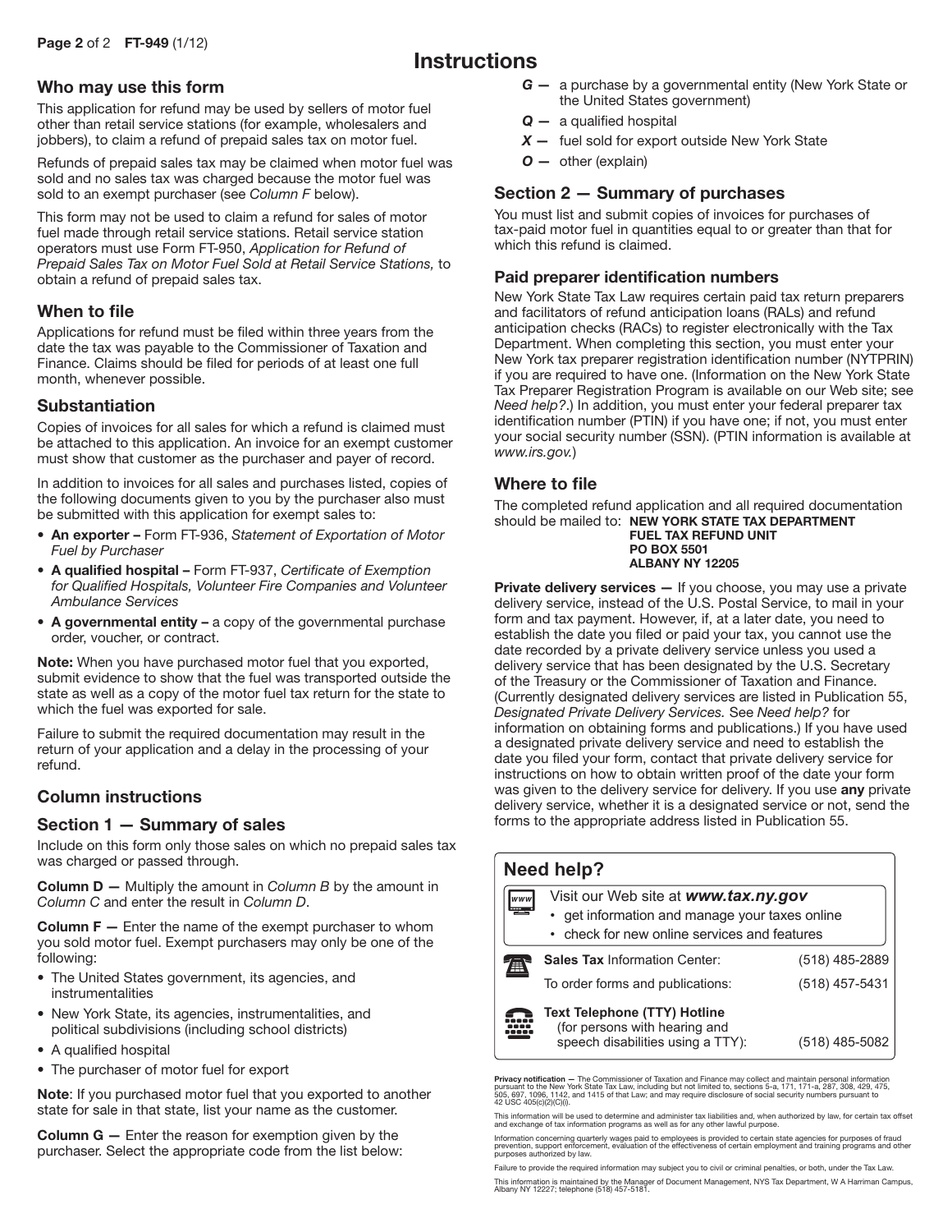# Instructions

## Who may use this form

This application for refund may be used by sellers of motor fuel other than retail service stations (for example, wholesalers and jobbers), to claim a refund of prepaid sales tax on motor fuel.

Refunds of prepaid sales tax may be claimed when motor fuel was sold and no sales tax was charged because the motor fuel was sold to an exempt purchaser (see *Column F* below).

This form may not be used to claim a refund for sales of motor fuel made through retail service stations. Retail service station operators must use Form FT-950, *Application for Refund of Prepaid Sales Tax on Motor Fuel Sold at Retail Service Stations,* to obtain a refund of prepaid sales tax.

## When to file

Applications for refund must be filed within three years from the date the tax was payable to the Commissioner of Taxation and Finance. Claims should be filed for periods of at least one full month, whenever possible.

## Substantiation

Copies of invoices for all sales for which a refund is claimed must be attached to this application. An invoice for an exempt customer must show that customer as the purchaser and payer of record.

In addition to invoices for all sales and purchases listed, copies of the following documents given to you by the purchaser also must be submitted with this application for exempt sales to:

- **An exporter –** Form FT-936, *Statement of Exportation of Motor Fuel by Purchaser*
- **A qualified hospital –** Form FT-937, *Certificate of Exemption for Qualified Hospitals, Volunteer Fire Companies and Volunteer Ambulance Services*
- **A governmental entity –** a copy of the governmental purchase order, voucher, or contract.

**Note:** When you have purchased motor fuel that you exported, submit evidence to show that the fuel was transported outside the state as well as a copy of the motor fuel tax return for the state to which the fuel was exported for sale.

Failure to submit the required documentation may result in the return of your application and a delay in the processing of your refund.

## Column instructions

## Section 1 — Summary of sales

Include on this form only those sales on which no prepaid sales tax was charged or passed through.

**Column D —** Multiply the amount in *Column B* by the amount in *Column C* and enter the result in *Column D*.

**Column F —** Enter the name of the exempt purchaser to whom you sold motor fuel. Exempt purchasers may only be one of the following:

- The United States government, its agencies, and instrumentalities
- New York State, its agencies, instrumentalities, and political subdivisions (including school districts)
- A qualified hospital
- The purchaser of motor fuel for export

**Note**: If you purchased motor fuel that you exported to another state for sale in that state, list your name as the customer.

**Column G —** Enter the reason for exemption given by the purchaser. Select the appropriate code from the list below:

- ***G —*** a purchase by a governmental entity (New York State or the United States government)
- ***Q —*** a qualified hospital
- ***X —*** fuel sold for export outside New York State
- ***O —*** other (explain)

## Section 2 — Summary of purchases

You must list and submit copies of invoices for purchases of tax-paid motor fuel in quantities equal to or greater than that for which this refund is claimed.

## Paid preparer identification numbers

New York State Tax Law requires certain paid tax return preparers and facilitators of refund anticipation loans (RALs) and refund anticipation checks (RACs) to register electronically with the Tax Department. When completing this section, you must enter your New York tax preparer registration identification number (NYTPRIN) if you are required to have one. (Information on the New York State Tax Preparer Registration Program is available on our Web site; see *Need help?*.) In addition, you must enter your federal preparer tax identification number (PTIN) if you have one; if not, you must enter your social security number (SSN). (PTIN information is available at *www.irs.gov.*)

## Where to file

The completed refund application and all required documentation should be mailed to:

**NEW YORK STATE TAX DEPARTMENT**
**FUEL TAX REFUND UNIT**
**PO BOX 5501**
**ALBANY NY 12205**

**Private delivery services —** If you choose, you may use a private delivery service, instead of the U.S. Postal Service, to mail in your form and tax payment. However, if, at a later date, you need to establish the date you filed or paid your tax, you cannot use the date recorded by a private delivery service unless you used a delivery service that has been designated by the U.S. Secretary of the Treasury or the Commissioner of Taxation and Finance. (Currently designated delivery services are listed in Publication 55, *Designated Private Delivery Services.* See *Need help?* for information on obtaining forms and publications.) If you have used a designated private delivery service and need to establish the date you filed your form, contact that private delivery service for instructions on how to obtain written proof of the date your form was given to the delivery service for delivery. If you use **any** private delivery service, whether it is a designated service or not, send the forms to the appropriate address listed in Publication 55.

## Need help?

Visit our Web site at ***www.tax.ny.gov***

- get information and manage your taxes online
- check for new online services and features

| | |
|---|---|
| **Sales Tax** Information Center: | (518) 485-2889 |
| To order forms and publications: | (518) 457-5431 |
| **Text Telephone (TTY) Hotline** (for persons with hearing and speech disabilities using a TTY): | (518) 485-5082 |

**Privacy notification —** The Commissioner of Taxation and Finance may collect and maintain personal information pursuant to the New York State Tax Law, including but not limited to, sections 5-a, 171, 171-a, 287, 308, 429, 475, 505, 697, 1096, 1142, and 1415 of that Law; and may require disclosure of social security numbers pursuant to 42 USC 405(c)(2)(C)(i).

This information will be used to determine and administer tax liabilities and, when authorized by law, for certain tax offset and exchange of tax information programs as well as for any other lawful purpose.

Information concerning quarterly wages paid to employees is provided to certain state agencies for purposes of fraud prevention, support enforcement, evaluation of the effectiveness of certain employment and training programs and other purposes authorized by law.

Failure to provide the required information may subject you to civil or criminal penalties, or both, under the Tax Law.

This information is maintained by the Manager of Document Management, NYS Tax Department, W A Harriman Campus, Albany NY 12227; telephone (518) 457-5181.